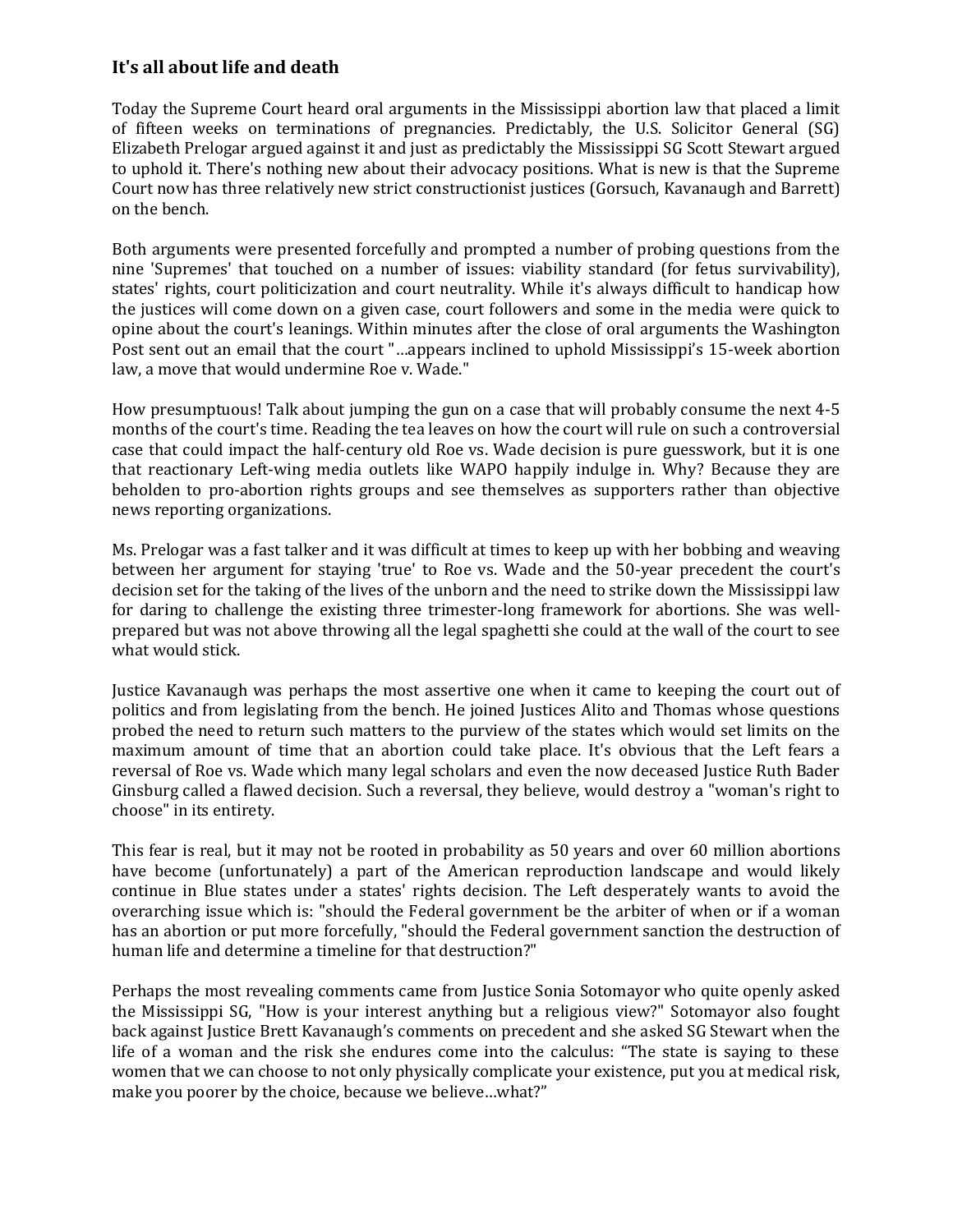### It's all about life and death

Today the Supreme Court heard oral arguments in the Mississippi abortion law that placed a limit of fifteen weeks on terminations of pregnancies. Predictably, the U.S. Solicitor General (SG) Elizabeth Prelogar argued against it and just as predictably the Mississippi SG Scott Stewart argued to uphold it. There's nothing new about their advocacy positions. What is new is that the Supreme Court now has three relatively new strict constructionist justices (Gorsuch, Kavanaugh and Barrett) on the bench.

Both arguments were presented forcefully and prompted a number of probing questions from the nine 'Supremes' that touched on a number of issues: viability standard (for fetus survivability), states' rights, court politicization and court neutrality. While it's always difficult to handicap how the justices will come down on a given case, court followers and some in the media were quick to opine about the court's leanings. Within minutes after the close of oral arguments the Washington Post sent out an email that the court "…appears inclined to uphold Mississippi's 15-week abortion law, a move that would undermine Roe v. Wade."

How presumptuous! Talk about jumping the gun on a case that will probably consume the next 4-5 months of the court's time. Reading the tea leaves on how the court will rule on such a controversial case that could impact the half-century old Roe vs. Wade decision is pure guesswork, but it is one that reactionary Left-wing media outlets like WAPO happily indulge in. Why? Because they are beholden to pro-abortion rights groups and see themselves as supporters rather than objective news reporting organizations.

Ms. Prelogar was a fast talker and it was difficult at times to keep up with her bobbing and weaving between her argument for staying 'true' to Roe vs. Wade and the 50-year precedent the court's decision set for the taking of the lives of the unborn and the need to strike down the Mississippi law for daring to challenge the existing three trimester-long framework for abortions. She was well-prepared but was not above throwing all the legal spaghetti she could at the wall of the court to see what would stick.

Justice Kavanaugh was perhaps the most assertive one when it came to keeping the court out of politics and from legislating from the bench. He joined Justices Alito and Thomas whose questions probed the need to return such matters to the purview of the states which would set limits on the maximum amount of time that an abortion could take place. It's obvious that the Left fears a reversal of Roe vs. Wade which many legal scholars and even the now deceased Justice Ruth Bader Ginsburg called a flawed decision. Such a reversal, they believe, would destroy a "woman's right to choose" in its entirety.

This fear is real, but it may not be rooted in probability as 50 years and over 60 million abortions have become (unfortunately) a part of the American reproduction landscape and would likely continue in Blue states under a states' rights decision. The Left desperately wants to avoid the overarching issue which is: "should the Federal government be the arbiter of when or if a woman has an abortion or put more forcefully, "should the Federal government sanction the destruction of human life and determine a timeline for that destruction?"

Perhaps the most revealing comments came from Justice Sonia Sotomayor who quite openly asked the Mississippi SG, "How is your interest anything but a religious view?" Sotomayor also fought back against Justice Brett Kavanaugh's comments on precedent and she asked SG Stewart when the life of a woman and the risk she endures come into the calculus: "The state is saying to these women that we can choose to not only physically complicate your existence, put you at medical risk, make you poorer by the choice, because we believe…what?"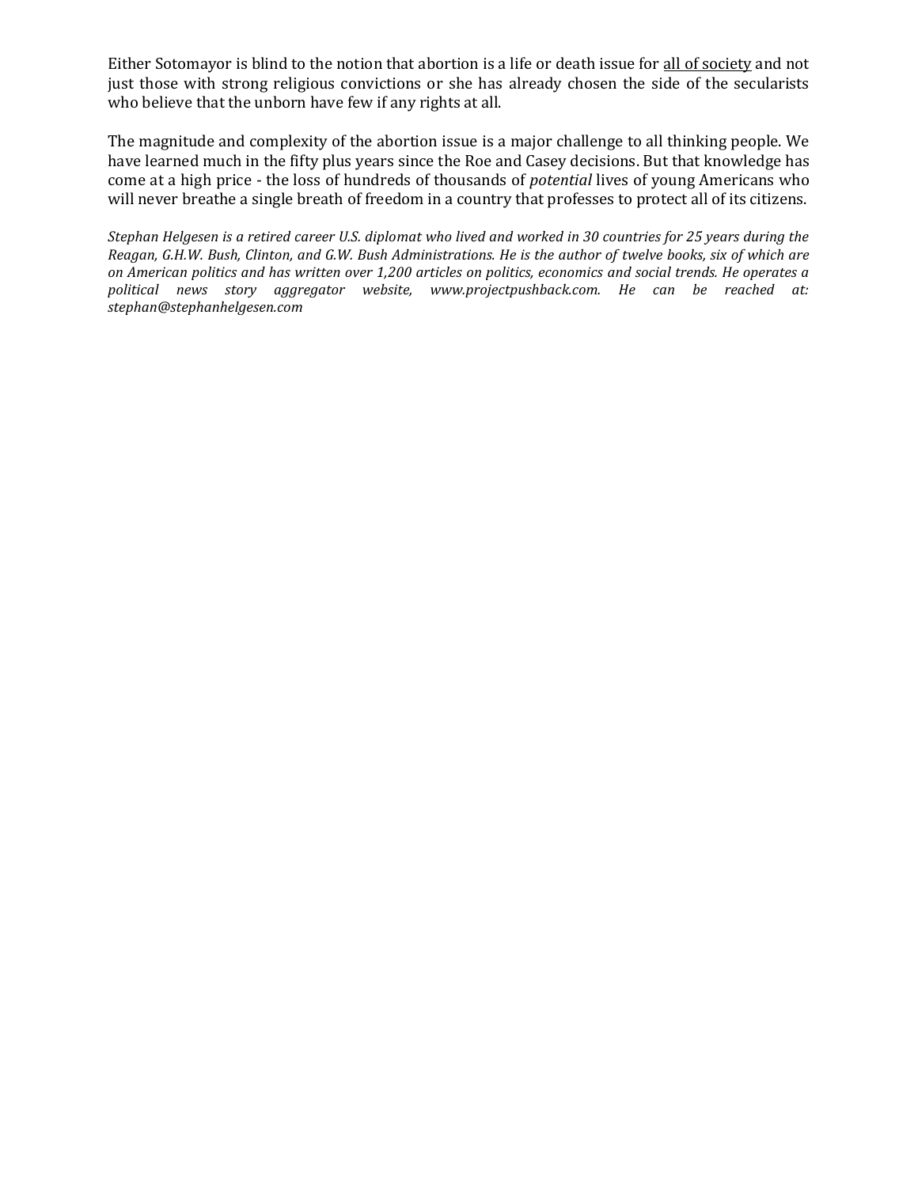Either Sotomayor is blind to the notion that abortion is a life or death issue for <u>all of society</u> and not just those with strong religious convictions or she has already chosen the side of the secularists who believe that the unborn have few if any rights at all.

The magnitude and complexity of the abortion issue is a major challenge to all thinking people. We have learned much in the fifty plus years since the Roe and Casey decisions. But that knowledge has come at a high price - the loss of hundreds of thousands of *potential* lives of young Americans who will never breathe a single breath of freedom in a country that professes to protect all of its citizens.

*Stephan Helgesen is a retired career U.S. diplomat who lived and worked in 30 countries for 25 years during the Reagan, G.H.W. Bush, Clinton, and G.W. Bush Administrations. He is the author of twelve books, six of which are on American politics and has written over 1,200 articles on politics, economics and social trends. He operates a political news story aggregator website, www.projectpushback.com. He can be reached at: stephan@stephanhelgesen.com*